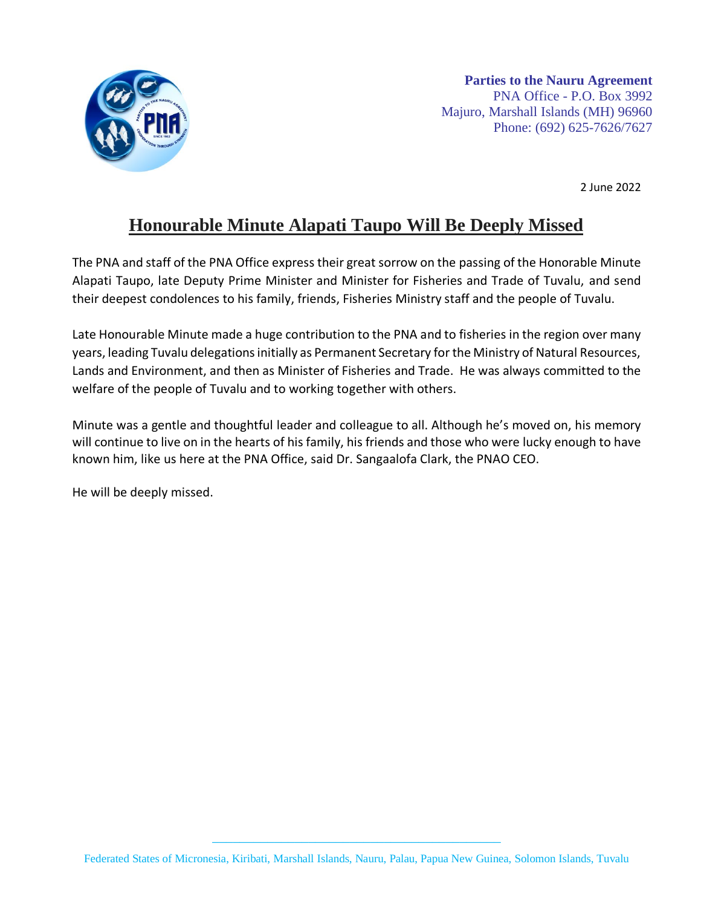**Parties to the Nauru Agreement**
PNA Office - P.O. Box 3992
Majuro, Marshall Islands (MH) 96960
Phone: (692) 625-7626/7627

2 June 2022

# Honourable Minute Alapati Taupo Will Be Deeply Missed

The PNA and staff of the PNA Office express their great sorrow on the passing of the Honorable Minute Alapati Taupo, late Deputy Prime Minister and Minister for Fisheries and Trade of Tuvalu, and send their deepest condolences to his family, friends, Fisheries Ministry staff and the people of Tuvalu.

Late Honourable Minute made a huge contribution to the PNA and to fisheries in the region over many years, leading Tuvalu delegations initially as Permanent Secretary for the Ministry of Natural Resources, Lands and Environment, and then as Minister of Fisheries and Trade. He was always committed to the welfare of the people of Tuvalu and to working together with others.

Minute was a gentle and thoughtful leader and colleague to all. Although he's moved on, his memory will continue to live on in the hearts of his family, his friends and those who were lucky enough to have known him, like us here at the PNA Office, said Dr. Sangaalofa Clark, the PNAO CEO.

He will be deeply missed.

Federated States of Micronesia, Kiribati, Marshall Islands, Nauru, Palau, Papua New Guinea, Solomon Islands, Tuvalu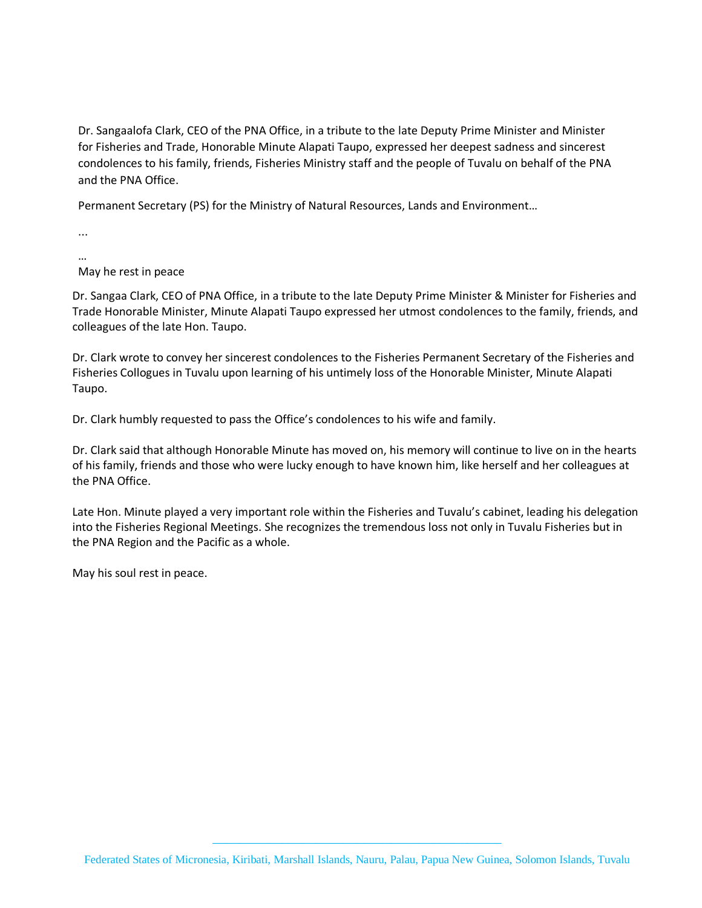Dr. Sangaalofa Clark, CEO of the PNA Office, in a tribute to the late Deputy Prime Minister and Minister for Fisheries and Trade, Honorable Minute Alapati Taupo, expressed her deepest sadness and sincerest condolences to his family, friends, Fisheries Ministry staff and the people of Tuvalu on behalf of the PNA and the PNA Office.

Permanent Secretary (PS) for the Ministry of Natural Resources, Lands and Environment…

...

…

May he rest in peace

Dr. Sangaa Clark, CEO of PNA Office, in a tribute to the late Deputy Prime Minister & Minister for Fisheries and Trade Honorable Minister, Minute Alapati Taupo expressed her utmost condolences to the family, friends, and colleagues of the late Hon. Taupo.

Dr. Clark wrote to convey her sincerest condolences to the Fisheries Permanent Secretary of the Fisheries and Fisheries Collogues in Tuvalu upon learning of his untimely loss of the Honorable Minister, Minute Alapati Taupo.

Dr. Clark humbly requested to pass the Office's condolences to his wife and family.

Dr. Clark said that although Honorable Minute has moved on, his memory will continue to live on in the hearts of his family, friends and those who were lucky enough to have known him, like herself and her colleagues at the PNA Office.

Late Hon. Minute played a very important role within the Fisheries and Tuvalu's cabinet, leading his delegation into the Fisheries Regional Meetings. She recognizes the tremendous loss not only in Tuvalu Fisheries but in the PNA Region and the Pacific as a whole.

May his soul rest in peace.